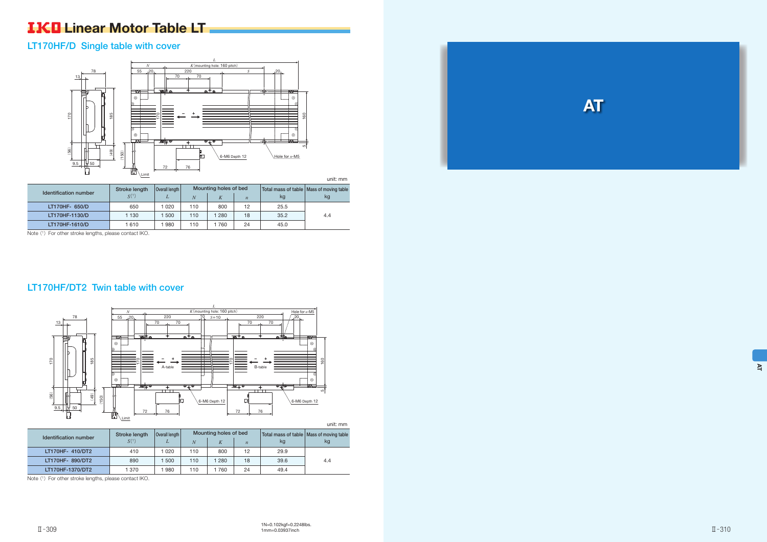# IKO Linear Motor Table LT

## LT170HF/D Single table with cover

unit: mm

| Identification number | Stroke length $S$ (1) | Overall length $L$ | Mounting holes of bed | | | Total mass of table kg | Mass of moving table kg |
|---|---|---|---|---|---|---|---|
| | | | $N$ | $K$ | $n$ | | |
| LT170HF- 650/D | 650 | 1 020 | 110 | 800 | 12 | 25.5 | 4.4 |
| LT170HF-1130/D | 1 130 | 1 500 | 110 | 1 280 | 18 | 35.2 | |
| LT170HF-1610/D | 1 610 | 1 980 | 110 | 1 760 | 24 | 45.0 | |

Note (1) For other stroke lengths, please contact IKO.

## LT170HF/DT2 Twin table with cover

unit: mm

| Identification number | Stroke length $S$ (1) | Overall length $L$ | Mounting holes of bed | | | Total mass of table kg | Mass of moving table kg |
|---|---|---|---|---|---|---|---|
| | | | $N$ | $K$ | $n$ | | |
| LT170HF- 410/DT2 | 410 | 1 020 | 110 | 800 | 12 | 29.9 | 4.4 |
| LT170HF- 890/DT2 | 890 | 1 500 | 110 | 1 280 | 18 | 39.6 | |
| LT170HF-1370/DT2 | 1 370 | 1 980 | 110 | 1 760 | 24 | 49.4 | |

Note (1) For other stroke lengths, please contact IKO.

1N=0.102kgf=0.2248lbs.
1mm=0.03937inch

# AT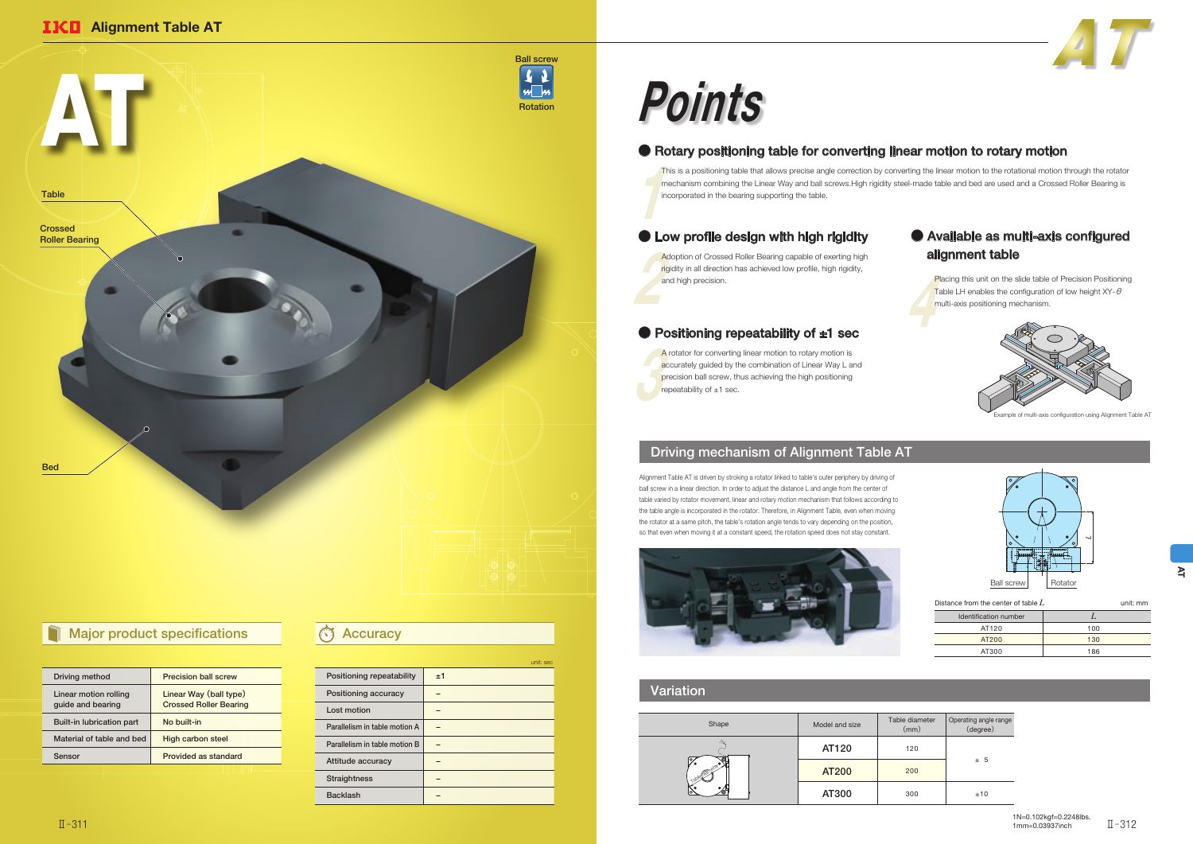# Alignment Table AT

# AT

Ball screw

Rotation

Table

Crossed Roller Bearing

Bed

## Major product specifications

| Driving method | Precision ball screw |
|---|---|
| Linear motion rolling guide and bearing | Linear Way (ball type) Crossed Roller Bearing |
| Built-in lubrication part | No built-in |
| Material of table and bed | High carbon steel |
| Sensor | Provided as standard |

## Accuracy

unit: sec

| Positioning repeatability | ±1 |
|---|---|
| Positioning accuracy | – |
| Lost motion | – |
| Parallelism in table motion A | – |
| Parallelism in table motion B | – |
| Attitude accuracy | – |
| Straightness | – |
| Backlash | – |

# Points

### 1 Rotary positioning table for converting linear motion to rotary motion

This is a positioning table that allows precise angle correction by converting the linear motion to the rotational motion through the rotator mechanism combining the Linear Way and ball screws.High rigidity steel-made table and bed are used and a Crossed Roller Bearing is incorporated in the bearing supporting the table.

### 2 Low profile design with high rigidity

Adoption of Crossed Roller Bearing capable of exerting high rigidity in all direction has achieved low profile, high rigidity, and high precision.

### 3 Positioning repeatability of ±1 sec

A rotator for converting linear motion to rotary motion is accurately guided by the combination of Linear Way L and precision ball screw, thus achieving the high positioning repeatability of ±1 sec.

### 4 Available as multi-axis configured alignment table

Placing this unit on the slide table of Precision Positioning Table LH enables the configuration of low height XY-$\theta$ multi-axis positioning mechanism.

Example of multi-axis configuration using Alignment Table AT

## Driving mechanism of Alignment Table AT

Alignment Table AT is driven by stroking a rotator linked to table's outer periphery by driving of ball screw in a linear direction. In order to adjust the distance L and angle from the center of table varied by rotator movement, linear and rotary motion mechanism that follows according to the table angle is incorporated in the rotator. Therefore, in Alignment Table, even when moving the rotator at a same pitch, the table's rotation angle tends to vary depending on the position, so that even when moving it at a constant speed, the rotation speed does not stay constant.

Ball screw  Rotator

Distance from the center of table $L$ — unit: mm

| Identification number | $L$ |
|---|---|
| AT120 | 100 |
| AT200 | 130 |
| AT300 | 186 |

## Variation

| Shape | Model and size | Table diameter (mm) | Operating angle range (degree) |
|---|---|---|---|
| | AT120 | 120 | ± 5 |
| | AT200 | 200 | ± 5 |
| | AT300 | 300 | ±10 |

1N=0.102kgf=0.2248lbs.
1mm=0.03937inch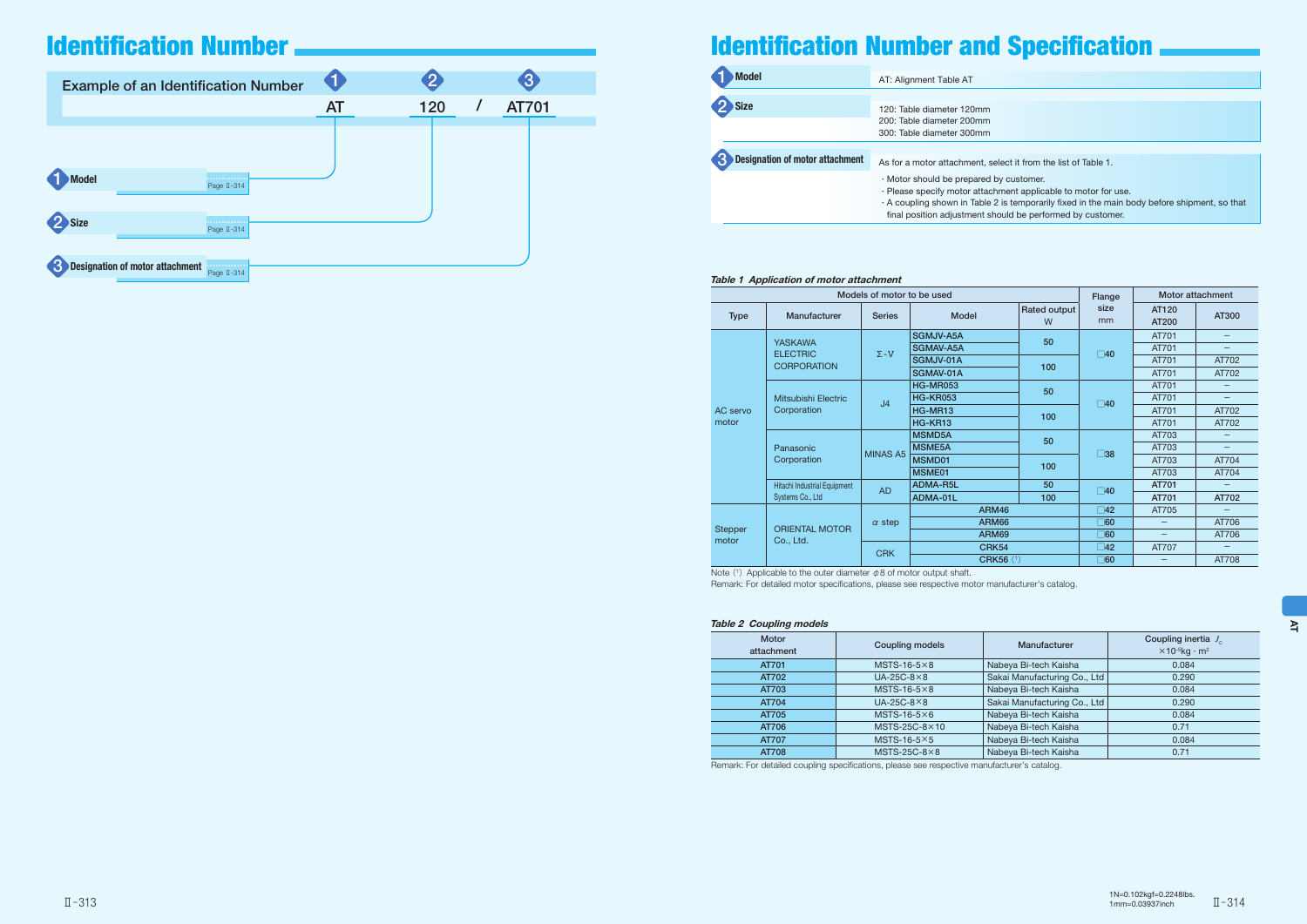# Identification Number

**Example of an Identification Number**

| ❶ | ❷ | | ❸ |
|---|---|---|---|
| AT | 120 | / | AT701 |

❶ **Model** Page Ⅱ-314

❷ **Size** Page Ⅱ-314

❸ **Designation of motor attachment** Page Ⅱ-314

# Identification Number and Specification

| | |
|---|---|
| ❶ **Model** | AT: Alignment Table AT |
| ❷ **Size** | 120: Table diameter 120mm<br>200: Table diameter 200mm<br>300: Table diameter 300mm |
| ❸ **Designation of motor attachment** | As for a motor attachment, select it from the list of Table 1.<br>・Motor should be prepared by customer.<br>・Please specify motor attachment applicable to motor for use.<br>・A coupling shown in Table 2 is temporarily fixed in the main body before shipment, so that final position adjustment should be performed by customer. |

*Table 1 Application of motor attachment*

| Models of motor to be used | | | | | Flange size mm | Motor attachment | |
|---|---|---|---|---|---|---|---|
| Type | Manufacturer | Series | Model | Rated output W | | AT120 AT200 | AT300 |
| AC servo motor | YASKAWA ELECTRIC CORPORATION | Σ-Ⅴ | SGMJV-A5A | 50 | □40 | AT701 | – |
| | | | SGMAV-A5A | | | AT701 | – |
| | | | SGMJV-01A | 100 | | AT701 | AT702 |
| | | | SGMAV-01A | | | AT701 | AT702 |
| | Mitsubishi Electric Corporation | J4 | HG-MR053 | 50 | □40 | AT701 | – |
| | | | HG-KR053 | | | AT701 | – |
| | | | HG-MR13 | 100 | | AT701 | AT702 |
| | | | HG-KR13 | | | AT701 | AT702 |
| | Panasonic Corporation | MINAS A5 | MSMD5A | 50 | □38 | AT703 | – |
| | | | MSME5A | | | AT703 | – |
| | | | MSMD01 | 100 | | AT703 | AT704 |
| | | | MSME01 | | | AT703 | AT704 |
| | Hitachi Industrial Equipment Systems Co., Ltd | AD | ADMA-R5L | 50 | □40 | AT701 | – |
| | | | ADMA-01L | 100 | | AT701 | AT702 |
| Stepper motor | ORIENTAL MOTOR Co., Ltd. | α step | ARM46 | | □42 | AT705 | – |
| | | | ARM66 | | □60 | – | AT706 |
| | | | ARM69 | | □60 | – | AT706 |
| | | CRK | CRK54 | | □42 | AT707 | – |
| | | | CRK56 (1) | | □60 | – | AT708 |

Note (1) Applicable to the outer diameter $\phi 8$ of motor output shaft.
Remark: For detailed motor specifications, please see respective motor manufacturer's catalog.

*Table 2 Coupling models*

| Motor attachment | Coupling models | Manufacturer | Coupling inertia $J_c$ $\times 10^{-5}$kg・m$^2$ |
|---|---|---|---|
| AT701 | MSTS-16-5×8 | Nabeya Bi-tech Kaisha | 0.084 |
| AT702 | UA-25C-8×8 | Sakai Manufacturing Co., Ltd | 0.290 |
| AT703 | MSTS-16-5×8 | Nabeya Bi-tech Kaisha | 0.084 |
| AT704 | UA-25C-8×8 | Sakai Manufacturing Co., Ltd | 0.290 |
| AT705 | MSTS-16-5×6 | Nabeya Bi-tech Kaisha | 0.084 |
| AT706 | MSTS-25C-8×10 | Nabeya Bi-tech Kaisha | 0.71 |
| AT707 | MSTS-16-5×5 | Nabeya Bi-tech Kaisha | 0.084 |
| AT708 | MSTS-25C-8×8 | Nabeya Bi-tech Kaisha | 0.71 |

Remark: For detailed coupling specifications, please see respective manufacturer's catalog.

1N=0.102kgf=0.2248lbs.
1mm=0.03937inch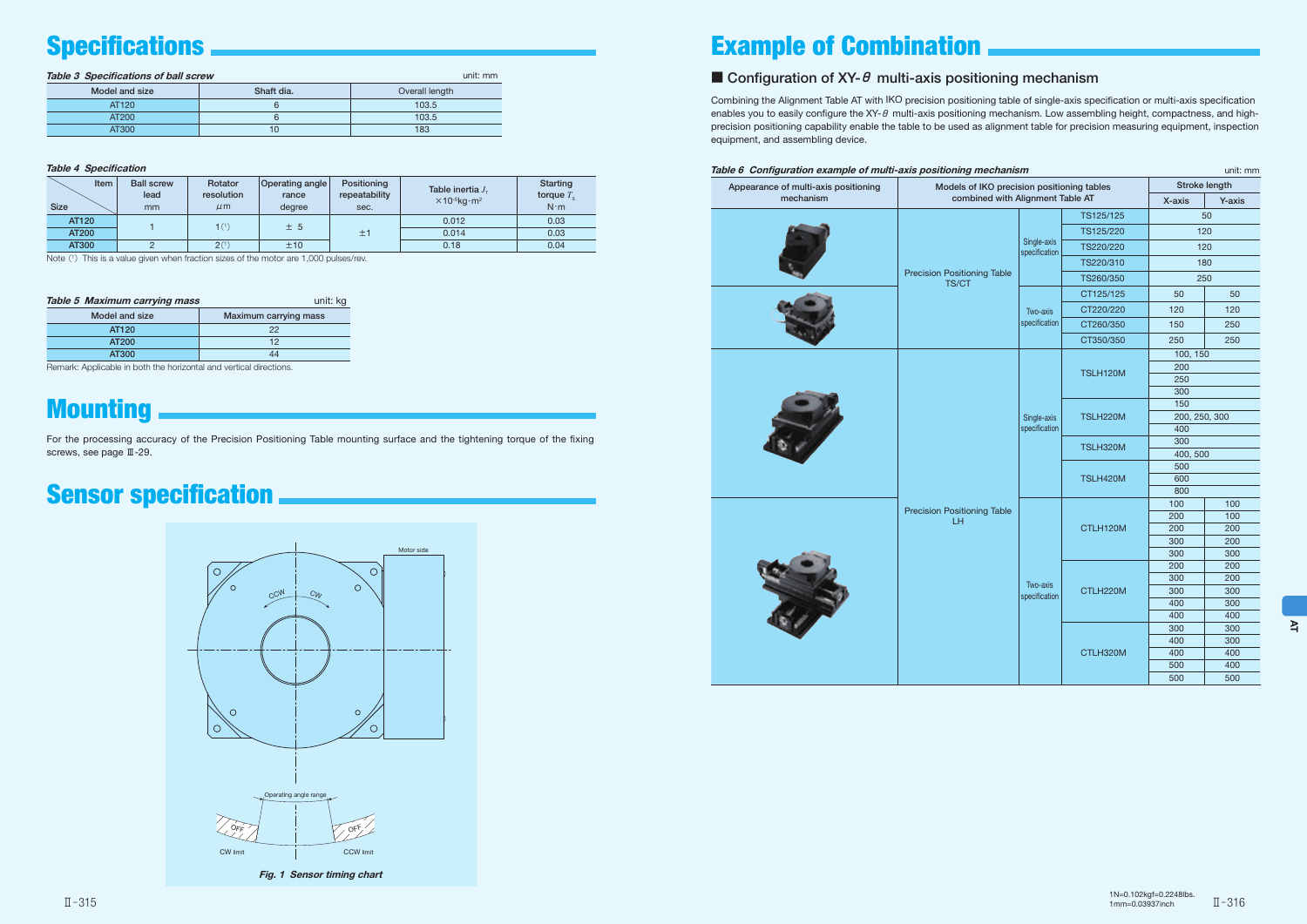# Specifications

*Table 3 Specifications of ball screw* unit: mm

| Model and size | Shaft dia. | Overall length |
|---|---|---|
| AT120 | 6 | 103.5 |
| AT200 | 6 | 103.5 |
| AT300 | 10 | 183 |

*Table 4 Specification*

| Item / Size | Ball screw lead mm | Rotator resolution μm | Operating angle rance degree | Positioning repeatability sec. | Table inertia $J_T$ $\times10^{-5}$kg·m² | Starting torque $T_S$ N·m |
|---|---|---|---|---|---|---|
| AT120 | 1 | 1 (1) | ± 5 | ±1 | 0.012 | 0.03 |
| AT200 | | | | | 0.014 | 0.03 |
| AT300 | 2 | 2 (1) | ±10 | | 0.18 | 0.04 |

Note (1) This is a value given when fraction sizes of the motor are 1,000 pulses/rev.

*Table 5 Maximum carrying mass* unit: kg

| Model and size | Maximum carrying mass |
|---|---|
| AT120 | 22 |
| AT200 | 12 |
| AT300 | 44 |

Remark: Applicable in both the horizontal and vertical directions.

# Mounting

For the processing accuracy of the Precision Positioning Table mounting surface and the tightening torque of the fixing screws, see page Ⅲ-29.

# Sensor specification

Motor side

CCW CW

Operating angle range

OFF OFF

CW limit CCW limit

*Fig. 1 Sensor timing chart*

# Example of Combination

## ■ Configuration of XY-θ multi-axis positioning mechanism

Combining the Alignment Table AT with IKO precision positioning table of single-axis specification or multi-axis specification enables you to easily configure the XY-θ multi-axis positioning mechanism. Low assembling height, compactness, and high-precision positioning capability enable the table to be used as alignment table for precision measuring equipment, inspection equipment, and assembling device.

*Table 6 Configuration example of multi-axis positioning mechanism* unit: mm

| Appearance of multi-axis positioning mechanism | Models of IKO precision positioning tables combined with Alignment Table AT | | | Stroke length X-axis | Stroke length Y-axis |
|---|---|---|---|---|---|
| | Precision Positioning Table TS/CT | Single-axis specification | TS125/125 | 50 | |
| | | | TS125/220 | 120 | |
| | | | TS220/220 | 120 | |
| | | | TS220/310 | 180 | |
| | | | TS260/350 | 250 | |
| | | Two-axis specification | CT125/125 | 50 | 50 |
| | | | CT220/220 | 120 | 120 |
| | | | CT260/350 | 150 | 250 |
| | | | CT350/350 | 250 | 250 |
| | Precision Positioning Table LH | Single-axis specification | TSLH120M | 100, 150 | |
| | | | | 200 | |
| | | | | 250 | |
| | | | | 300 | |
| | | | TSLH220M | 150 | |
| | | | | 200, 250, 300 | |
| | | | | 400 | |
| | | | TSLH320M | 300 | |
| | | | | 400, 500 | |
| | | | TSLH420M | 500 | |
| | | | | 600 | |
| | | | | 800 | |
| | | Two-axis specification | CTLH120M | 100 | 100 |
| | | | | 200 | 100 |
| | | | | 200 | 200 |
| | | | | 300 | 200 |
| | | | | 300 | 300 |
| | | | CTLH220M | 200 | 200 |
| | | | | 300 | 200 |
| | | | | 300 | 300 |
| | | | | 400 | 300 |
| | | | | 400 | 400 |
| | | | CTLH320M | 300 | 300 |
| | | | | 400 | 300 |
| | | | | 400 | 400 |
| | | | | 500 | 400 |
| | | | | 500 | 500 |

1N=0.102kgf=0.2248lbs.
1mm=0.03937inch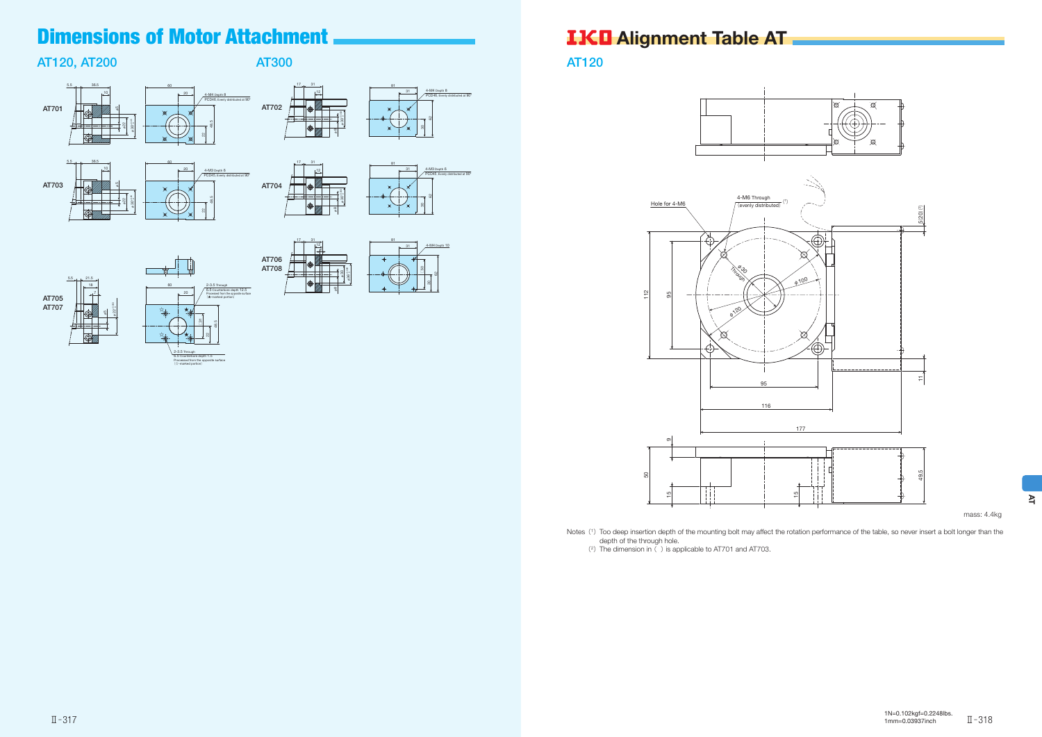# Dimensions of Motor Attachment

## AT120, AT200

AT701

4-M4 Depth 8
PCD46, Evenly distributed at 90°

AT703

4-M3 Depth 8
PCD45, Evenly distributed at 90°

AT705
AT707

2-3.5 Through
6.5 Counterbore depth 12.5
Processed from the opposite surface
(★-marked portion)

2-3.5 Through
6.5 Counterbore depth 7.5
Processed from the opposite surface
(☆-marked portion)

## AT300

AT702

4-M4 Depth 8
PCD46, Evenly distributed at 90°

AT704

4-M3 Depth 8
PCD45, Evenly distributed at 90°

AT706
AT708

4-M4 Depth 10

# IKO Alignment Table AT

## AT120

Hole for 4-M6

4-M6 Through (evenly distributed) (1)

mass: 4.4kg

Notes (1) Too deep insertion depth of the mounting bolt may affect the rotation performance of the table, so never insert a bolt longer than the depth of the through hole.
(2) The dimension in ( ) is applicable to AT701 and AT703.

1N=0.102kgf=0.2248lbs.
1mm=0.03937inch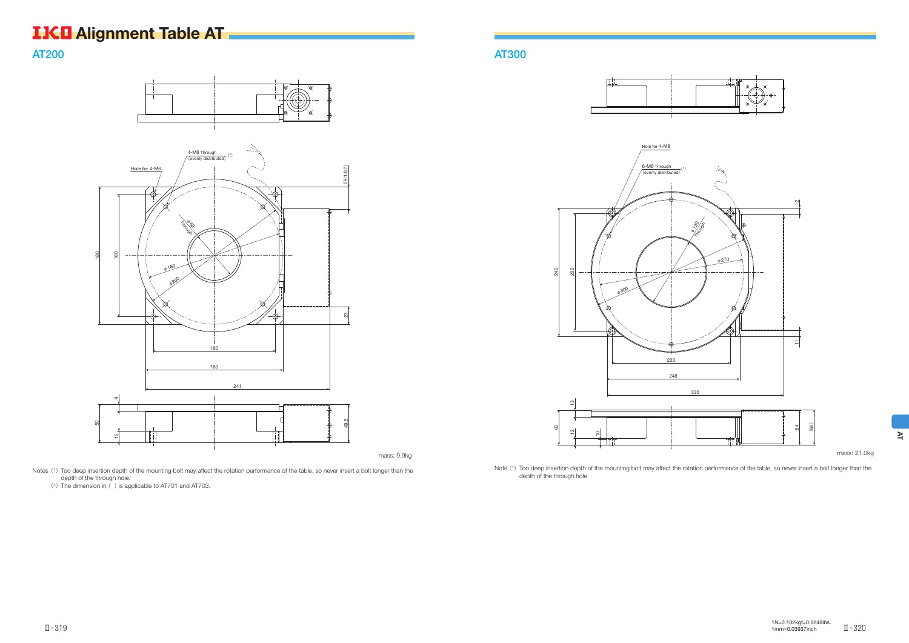# IKO Alignment Table AT

## AT200

4-M6 Through (evenly distributed) (1)

Hole for 4-M6

φ 68 Through

φ 180

φ 200

180

160

29(14)(2)

23

160

180

241

9

50

15

49.5

mass: 9.9kg

Notes (1) Too deep insertion depth of the mounting bolt may affect the rotation performance of the table, so never insert a bolt longer than the depth of the through hole.

(2) The dimension in ( ) is applicable to AT701 and AT703.

## AT300

Hole for 4-M8

6-M8 Through (evenly distributed) (1)

φ 130 Through

φ 270

φ 300

240

220

12

11

220

248

330

13

65

12

10

64

(66)

mass: 21.0kg

Note (1) Too deep insertion depth of the mounting bolt may affect the rotation performance of the table, so never insert a bolt longer than the depth of the through hole.

1N=0.102kgf=0.2248lbs.
1mm=0.03937inch